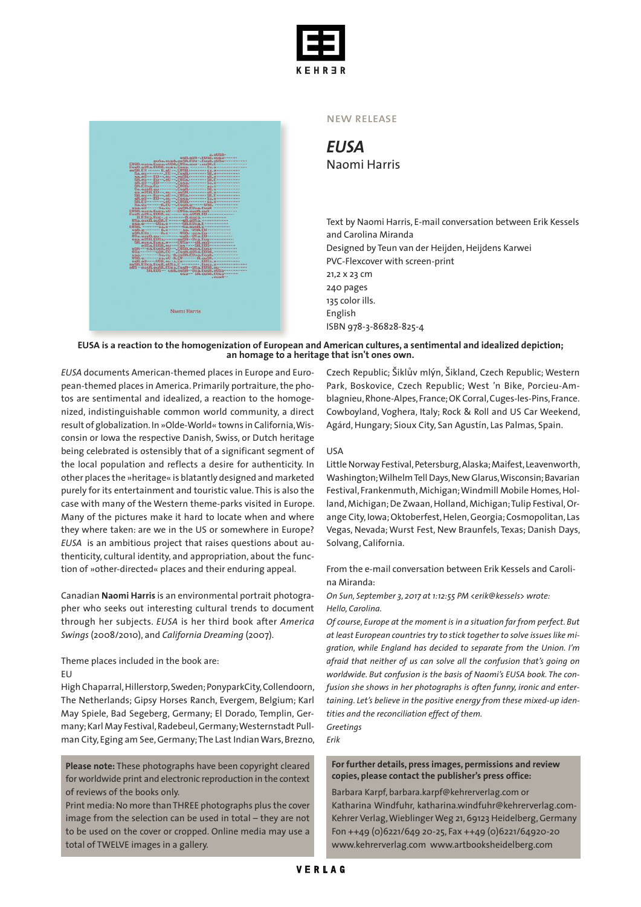NEW RELEASE

# *EUSA*

Naomi Harris

Text by Naomi Harris, E-mail conversation between Erik Kessels and Carolina Miranda
Designed by Teun van der Heijden, Heijdens Karwei
PVC-Flexcover with screen-print
21,2 x 23 cm
240 pages
135 color ills.
English
ISBN 978-3-86828-825-4

**EUSA is a reaction to the homogenization of European and American cultures, a sentimental and idealized depiction; an homage to a heritage that isn't ones own.**

*EUSA* documents American-themed places in Europe and European-themed places in America. Primarily portraiture, the photos are sentimental and idealized, a reaction to the homogenized, indistinguishable common world community, a direct result of globalization. In »Olde-World« towns in California, Wisconsin or Iowa the respective Danish, Swiss, or Dutch heritage being celebrated is ostensibly that of a significant segment of the local population and reflects a desire for authenticity. In other places the »heritage« is blatantly designed and marketed purely for its entertainment and touristic value. This is also the case with many of the Western theme-parks visited in Europe. Many of the pictures make it hard to locate when and where they where taken: are we in the US or somewhere in Europe? *EUSA* is an ambitious project that raises questions about authenticity, cultural identity, and appropriation, about the function of »other-directed« places and their enduring appeal.

Canadian **Naomi Harris** is an environmental portrait photographer who seeks out interesting cultural trends to document through her subjects. *EUSA* is her third book after *America Swings* (2008/2010), and *California Dreaming* (2007).

Theme places included in the book are:

EU
High Chaparral, Hillerstorp, Sweden; PonyparkCity, Collendoorn, The Netherlands; Gipsy Horses Ranch, Evergem, Belgium; Karl May Spiele, Bad Segeberg, Germany; El Dorado, Templin, Germany; Karl May Festival, Radebeul, Germany; Westernstadt Pullman City, Eging am See, Germany; The Last Indian Wars, Brezno, Czech Republic; Šiklův mlýn, Šikland, Czech Republic; Western Park, Boskovice, Czech Republic; West 'n Bike, Porcieu-Amblagnieu, Rhone-Alpes, France; OK Corral, Cuges-les-Pins, France. Cowboyland, Voghera, Italy; Rock & Roll and US Car Weekend, Agárd, Hungary; Sioux City, San Agustín, Las Palmas, Spain.

USA
Little Norway Festival, Petersburg, Alaska; Maifest, Leavenworth, Washington; Wilhelm Tell Days, New Glarus, Wisconsin; Bavarian Festival, Frankenmuth, Michigan; Windmill Mobile Homes, Holland, Michigan; De Zwaan, Holland, Michigan; Tulip Festival, Orange City, Iowa; Oktoberfest, Helen, Georgia; Cosmopolitan, Las Vegas, Nevada; Wurst Fest, New Braunfels, Texas; Danish Days, Solvang, California.

From the e-mail conversation between Erik Kessels and Carolina Miranda:

*On Sun, September 3, 2017 at 1:12:55 PM <erik@kessels> wrote:*
*Hello, Carolina.*
*Of course, Europe at the moment is in a situation far from perfect. But at least European countries try to stick together to solve issues like migration, while England has decided to separate from the Union. I'm afraid that neither of us can solve all the confusion that's going on worldwide. But confusion is the basis of Naomi's EUSA book. The confusion she shows in her photographs is often funny, ironic and entertaining. Let's believe in the positive energy from these mixed-up identities and the reconciliation effect of them.*
*Greetings*
*Erik*

**Please note:** These photographs have been copyright cleared for worldwide print and electronic reproduction in the context of reviews of the books only.
Print media: No more than THREE photographs plus the cover image from the selection can be used in total – they are not to be used on the cover or cropped. Online media may use a total of TWELVE images in a gallery.

**For further details, press images, permissions and review copies, please contact the publisher's press office:**
Barbara Karpf, barbara.karpf@kehrerverlag.com or
Katharina Windfuhr, katharina.windfuhr@kehrerverlag.com-
Kehrer Verlag, Wieblinger Weg 21, 69123 Heidelberg, Germany
Fon ++49 (0)6221/649 20-25, Fax ++49 (0)6221/64920-20
www.kehrerverlag.com www.artbooksheidelberg.com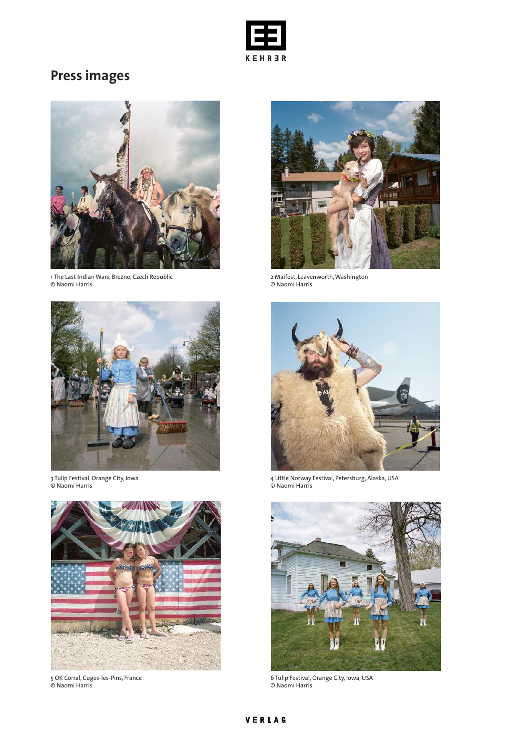# Press images

1 The Last Indian Wars, Brezno, Czech Republic
© Naomi Harris

2 Maifest, Leavenworth, Washington
© Naomi Harris

3 Tulip Festival, Orange City, Iowa
© Naomi Harris

4 Little Norway Festival, Petersburg, Alaska, USA
© Naomi Harris

5 OK Corral, Cuges-les-Pins, France
© Naomi Harris

6 Tulip Festival, Orange City, Iowa, USA
© Naomi Harris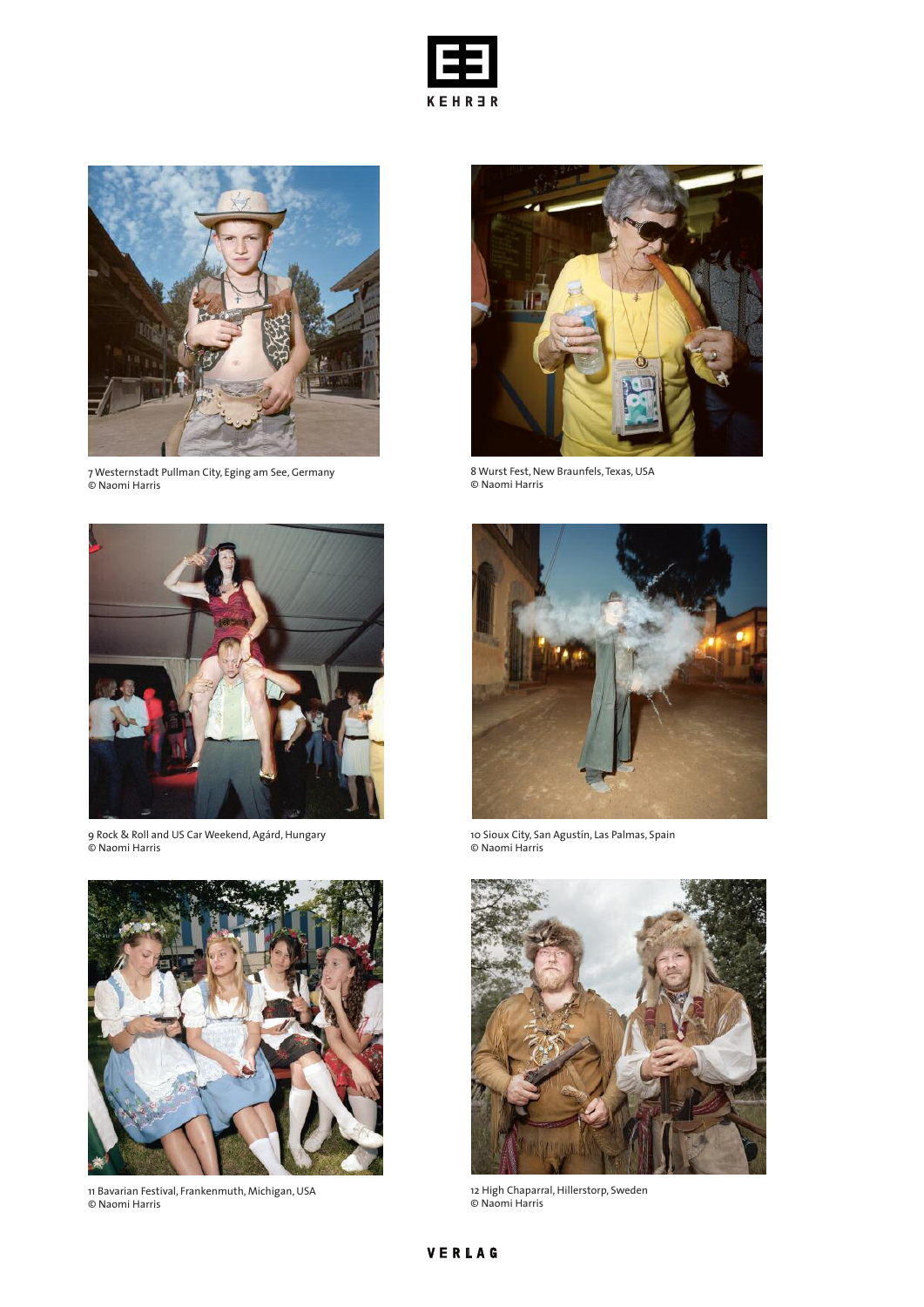7 Westernstadt Pullman City, Eging am See, Germany
© Naomi Harris

8 Wurst Fest, New Braunfels, Texas, USA
© Naomi Harris

9 Rock & Roll and US Car Weekend, Agárd, Hungary
© Naomi Harris

10 Sioux City, San Agustín, Las Palmas, Spain
© Naomi Harris

11 Bavarian Festival, Frankenmuth, Michigan, USA
© Naomi Harris

12 High Chaparral, Hillerstorp, Sweden
© Naomi Harris